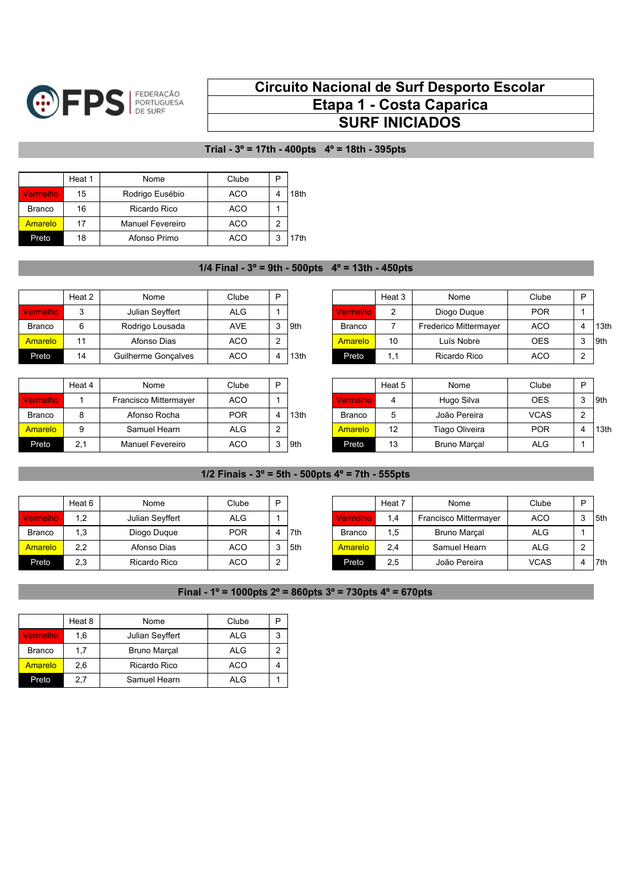FPS | FEDERAÇÃO PORTUGUESA DE SURF

# Circuito Nacional de Surf Desporto Escolar
# Etapa 1 - Costa Caparica
# SURF INICIADOS

## Trial - 3º = 17th - 400pts 4º = 18th - 395pts

| | Heat 1 | Nome | Clube | P | |
|---|---|---|---|---|---|
| Vermelho | 15 | Rodrigo Eusébio | ACO | 4 | 18th |
| Branco | 16 | Ricardo Rico | ACO | 1 | |
| Amarelo | 17 | Manuel Fevereiro | ACO | 2 | |
| Preto | 18 | Afonso Primo | ACO | 3 | 17th |

## 1/4 Final - 3º = 9th - 500pts 4º = 13th - 450pts

| | Heat 2 | Nome | Clube | P | |
|---|---|---|---|---|---|
| Vermelho | 3 | Julian Seyffert | ALG | 1 | |
| Branco | 6 | Rodrigo Lousada | AVE | 3 | 9th |
| Amarelo | 11 | Afonso Dias | ACO | 2 | |
| Preto | 14 | Guilherme Gonçalves | ACO | 4 | 13th |

| | Heat 3 | Nome | Clube | P | |
|---|---|---|---|---|---|
| Vermelho | 2 | Diogo Duque | POR | 1 | |
| Branco | 7 | Frederico Mittermayer | ACO | 4 | 13th |
| Amarelo | 10 | Luís Nobre | OES | 3 | 9th |
| Preto | 1,1 | Ricardo Rico | ACO | 2 | |

| | Heat 4 | Nome | Clube | P | |
|---|---|---|---|---|---|
| Vermelho | 1 | Francisco Mittermayer | ACO | 1 | |
| Branco | 8 | Afonso Rocha | POR | 4 | 13th |
| Amarelo | 9 | Samuel Hearn | ALG | 2 | |
| Preto | 2,1 | Manuel Fevereiro | ACO | 3 | 9th |

| | Heat 5 | Nome | Clube | P | |
|---|---|---|---|---|---|
| Vermelho | 4 | Hugo Silva | OES | 3 | 9th |
| Branco | 5 | João Pereira | VCAS | 2 | |
| Amarelo | 12 | Tiago Oliveira | POR | 4 | 13th |
| Preto | 13 | Bruno Marçal | ALG | 1 | |

## 1/2 Finais - 3º = 5th - 500pts 4º = 7th - 555pts

| | Heat 6 | Nome | Clube | P | |
|---|---|---|---|---|---|
| Vermelho | 1,2 | Julian Seyffert | ALG | 1 | |
| Branco | 1,3 | Diogo Duque | POR | 4 | 7th |
| Amarelo | 2,2 | Afonso Dias | ACO | 3 | 5th |
| Preto | 2,3 | Ricardo Rico | ACO | 2 | |

| | Heat 7 | Nome | Clube | P | |
|---|---|---|---|---|---|
| Vermelho | 1,4 | Francisco Mittermayer | ACO | 3 | 5th |
| Branco | 1,5 | Bruno Marçal | ALG | 1 | |
| Amarelo | 2,4 | Samuel Hearn | ALG | 2 | |
| Preto | 2,5 | João Pereira | VCAS | 4 | 7th |

## Final - 1º = 1000pts 2º = 860pts 3º = 730pts 4º = 670pts

| | Heat 8 | Nome | Clube | P |
|---|---|---|---|---|
| Vermelho | 1,6 | Julian Seyffert | ALG | 3 |
| Branco | 1,7 | Bruno Marçal | ALG | 2 |
| Amarelo | 2,6 | Ricardo Rico | ACO | 4 |
| Preto | 2,7 | Samuel Hearn | ALG | 1 |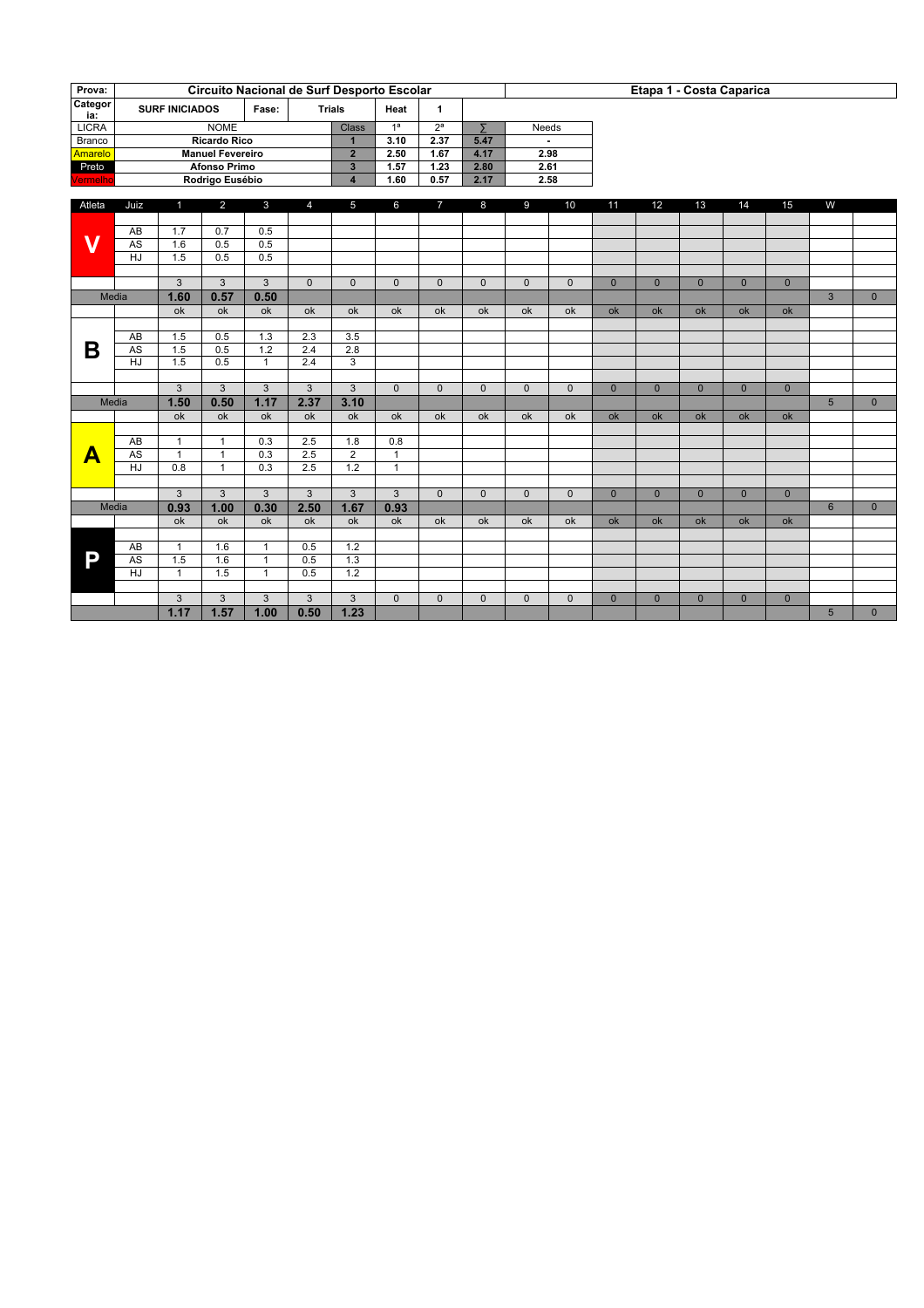| Prova: | Circuito Nacional de Surf Desporto Escolar | | | | | | Etapa 1 - Costa Caparica |
|---|---|---|---|---|---|---|---|
| Categoria: | SURF INICIADOS | Fase: | Trials | Heat | 1 | | |

| LICRA | NOME | Class | 1ª | 2ª | ∑ | Needs |
|---|---|---|---|---|---|---|
| Branco | Ricardo Rico | 1 | 3.10 | 2.37 | 5.47 | - |
| Amarelo | Manuel Fevereiro | 2 | 2.50 | 1.67 | 4.17 | 2.98 |
| Preto | Afonso Primo | 3 | 1.57 | 1.23 | 2.80 | 2.61 |
| Vermelho | Rodrigo Eusébio | 4 | 1.60 | 0.57 | 2.17 | 2.58 |

| Atleta | Juiz | 1 | 2 | 3 | 4 | 5 | 6 | 7 | 8 | 9 | 10 | 11 | 12 | 13 | 14 | 15 | W | |
|---|---|---|---|---|---|---|---|---|---|---|---|---|---|---|---|---|---|---|
| V | AB | 1.7 | 0.7 | 0.5 | | | | | | | | | | | | | | |
| | AS | 1.6 | 0.5 | 0.5 | | | | | | | | | | | | | | |
| | HJ | 1.5 | 0.5 | 0.5 | | | | | | | | | | | | | | |
| | | 3 | 3 | 3 | 0 | 0 | 0 | 0 | 0 | 0 | 0 | 0 | 0 | 0 | 0 | 0 | | |
| Media | | 1.60 | 0.57 | 0.50 | | | | | | | | | | | | | 3 | 0 |
| | | ok | ok | ok | ok | ok | ok | ok | ok | ok | ok | ok | ok | ok | ok | ok | | |
| B | AB | 1.5 | 0.5 | 1.3 | 2.3 | 3.5 | | | | | | | | | | | | |
| | AS | 1.5 | 0.5 | 1.2 | 2.4 | 2.8 | | | | | | | | | | | | |
| | HJ | 1.5 | 0.5 | 1 | 2.4 | 3 | | | | | | | | | | | | |
| | | 3 | 3 | 3 | 3 | 3 | 0 | 0 | 0 | 0 | 0 | 0 | 0 | 0 | 0 | 0 | | |
| Media | | 1.50 | 0.50 | 1.17 | 2.37 | 3.10 | | | | | | | | | | | 5 | 0 |
| | | ok | ok | ok | ok | ok | ok | ok | ok | ok | ok | ok | ok | ok | ok | ok | | |
| A | AB | 1 | 1 | 0.3 | 2.5 | 1.8 | 0.8 | | | | | | | | | | | |
| | AS | 1 | 1 | 0.3 | 2.5 | 2 | 1 | | | | | | | | | | | |
| | HJ | 0.8 | 1 | 0.3 | 2.5 | 1.2 | 1 | | | | | | | | | | | |
| | | 3 | 3 | 3 | 3 | 3 | 3 | 0 | 0 | 0 | 0 | 0 | 0 | 0 | 0 | 0 | | |
| Media | | 0.93 | 1.00 | 0.30 | 2.50 | 1.67 | 0.93 | | | | | | | | | | 6 | 0 |
| | | ok | ok | ok | ok | ok | ok | ok | ok | ok | ok | ok | ok | ok | ok | ok | | |
| P | AB | 1 | 1.6 | 1 | 0.5 | 1.2 | | | | | | | | | | | | |
| | AS | 1.5 | 1.6 | 1 | 0.5 | 1.3 | | | | | | | | | | | | |
| | HJ | 1 | 1.5 | 1 | 0.5 | 1.2 | | | | | | | | | | | | |
| | | 3 | 3 | 3 | 3 | 3 | 0 | 0 | 0 | 0 | 0 | 0 | 0 | 0 | 0 | 0 | | |
| | | 1.17 | 1.57 | 1.00 | 0.50 | 1.23 | | | | | | | | | | | 5 | 0 |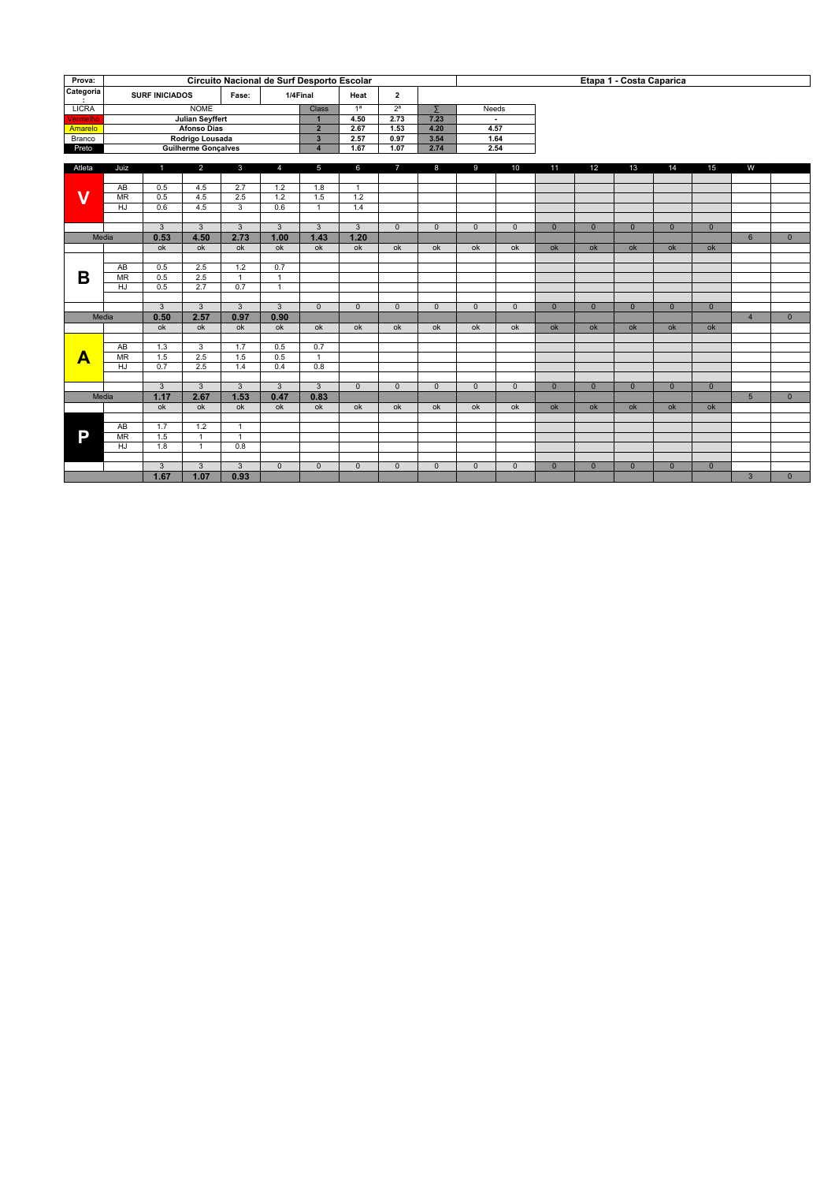| Prova: | Circuito Nacional de Surf Desporto Escolar | | | | | | | Etapa 1 - Costa Caparica |
|---|---|---|---|---|---|---|---|---|
| Categoria: | SURF INICIADOS | Fase: | 1/4Final | Heat | 2 | | | |
| LICRA | NOME | | Class | 1ª | 2ª | ∑ | Needs | |
| Vermelho | Julian Seyffert | | 1 | 4.50 | 2.73 | 7.23 | - | |
| Amarelo | Afonso Dias | | 2 | 2.67 | 1.53 | 4.20 | 4.57 | |
| Branco | Rodrigo Lousada | | 3 | 2.57 | 0.97 | 3.54 | 1.64 | |
| Preto | Guilherme Gonçalves | | 4 | 1.67 | 1.07 | 2.74 | 2.54 | |

| Atleta | Juiz | 1 | 2 | 3 | 4 | 5 | 6 | 7 | 8 | 9 | 10 | 11 | 12 | 13 | 14 | 15 | W | |
|---|---|---|---|---|---|---|---|---|---|---|---|---|---|---|---|---|---|---|
| V | AB | 0.5 | 4.5 | 2.7 | 1.2 | 1.8 | 1 | | | | | | | | | | | |
| | MR | 0.5 | 4.5 | 2.5 | 1.2 | 1.5 | 1.2 | | | | | | | | | | | |
| | HJ | 0.6 | 4.5 | 3 | 0.6 | 1 | 1.4 | | | | | | | | | | | |
| | | 3 | 3 | 3 | 3 | 3 | 3 | 0 | 0 | 0 | 0 | 0 | 0 | 0 | 0 | 0 | | |
| Media | | **0.53** | **4.50** | **2.73** | **1.00** | **1.43** | **1.20** | | | | | | | | | | 6 | 0 |
| | | ok | ok | ok | ok | ok | ok | ok | ok | ok | ok | ok | ok | ok | ok | ok | | |
| B | AB | 0.5 | 2.5 | 1.2 | 0.7 | | | | | | | | | | | | | |
| | MR | 0.5 | 2.5 | 1 | 1 | | | | | | | | | | | | | |
| | HJ | 0.5 | 2.7 | 0.7 | 1 | | | | | | | | | | | | | |
| | | 3 | 3 | 3 | 3 | 0 | 0 | 0 | 0 | 0 | 0 | 0 | 0 | 0 | 0 | 0 | | |
| Media | | **0.50** | **2.57** | **0.97** | **0.90** | | | | | | | | | | | | 4 | 0 |
| | | ok | ok | ok | ok | ok | ok | ok | ok | ok | ok | ok | ok | ok | ok | ok | | |
| A | AB | 1.3 | 3 | 1.7 | 0.5 | 0.7 | | | | | | | | | | | | |
| | MR | 1.5 | 2.5 | 1.5 | 0.5 | 1 | | | | | | | | | | | | |
| | HJ | 0.7 | 2.5 | 1.4 | 0.4 | 0.8 | | | | | | | | | | | | |
| | | 3 | 3 | 3 | 3 | 3 | 0 | 0 | 0 | 0 | 0 | 0 | 0 | 0 | 0 | 0 | | |
| Media | | **1.17** | **2.67** | **1.53** | **0.47** | **0.83** | | | | | | | | | | | 5 | 0 |
| | | ok | ok | ok | ok | ok | ok | ok | ok | ok | ok | ok | ok | ok | ok | ok | | |
| P | AB | 1.7 | 1.2 | 1 | | | | | | | | | | | | | | |
| | MR | 1.5 | 1 | 1 | | | | | | | | | | | | | | |
| | HJ | 1.8 | 1 | 0.8 | | | | | | | | | | | | | | |
| | | 3 | 3 | 3 | 0 | 0 | 0 | 0 | 0 | 0 | 0 | 0 | 0 | 0 | 0 | 0 | | |
| | | **1.67** | **1.07** | **0.93** | | | | | | | | | | | | | 3 | 0 |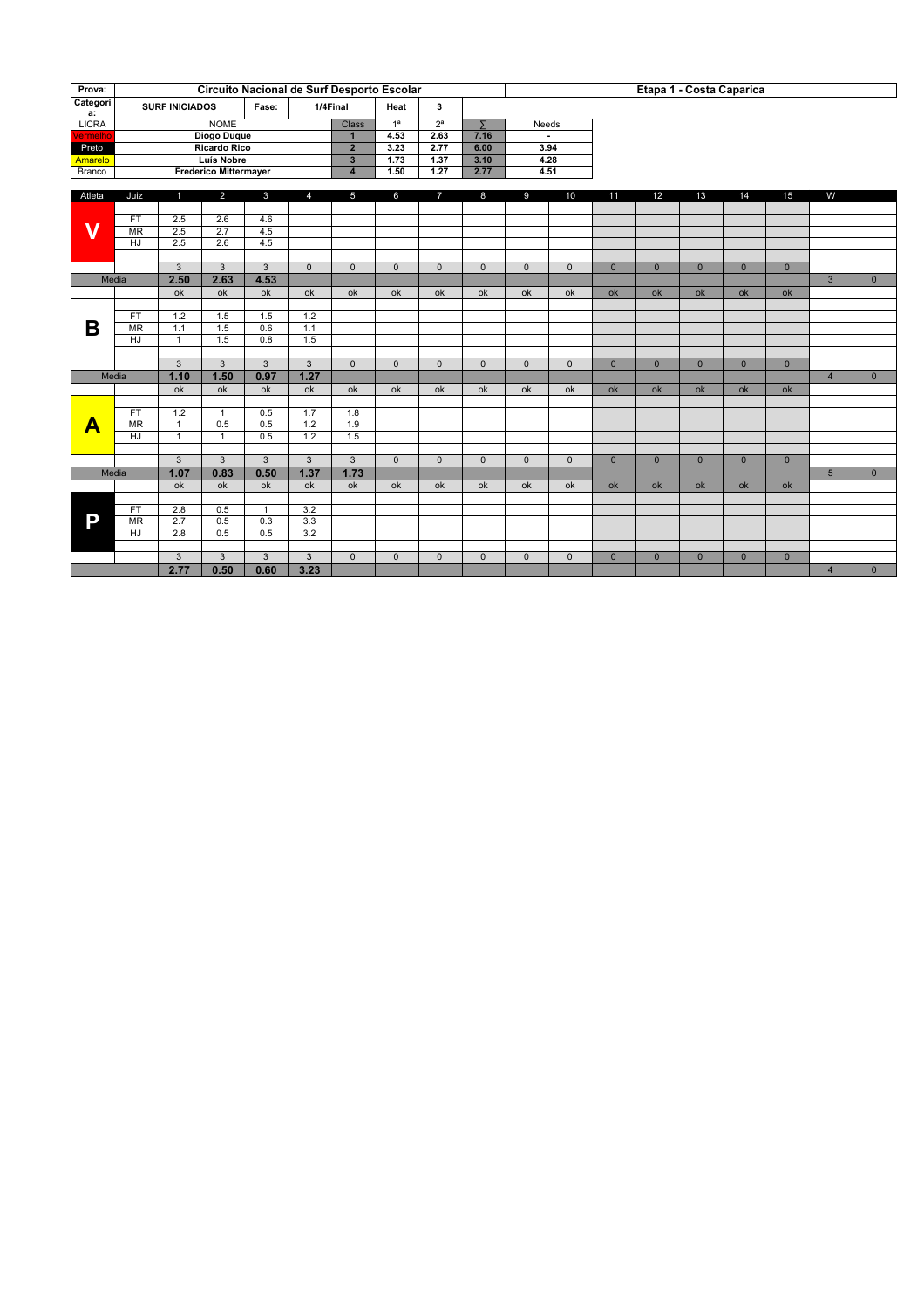| Prova: | Circuito Nacional de Surf Desporto Escolar | | | | | | | Etapa 1 - Costa Caparica |
|---|---|---|---|---|---|---|---|---|
| Categoria: | SURF INICIADOS | Fase: | 1/4Final | Heat | 3 | | | |
| LICRA | NOME | | Class | 1ª | 2ª | ∑ | Needs | |
| Vermelho | Diogo Duque | | 1 | 4.53 | 2.63 | 7.16 | - | |
| Preto | Ricardo Rico | | 2 | 3.23 | 2.77 | 6.00 | 3.94 | |
| Amarelo | Luís Nobre | | 3 | 1.73 | 1.37 | 3.10 | 4.28 | |
| Branco | Frederico Mittermayer | | 4 | 1.50 | 1.27 | 2.77 | 4.51 | |

| Atleta | Juiz | 1 | 2 | 3 | 4 | 5 | 6 | 7 | 8 | 9 | 10 | 11 | 12 | 13 | 14 | 15 | W | |
|---|---|---|---|---|---|---|---|---|---|---|---|---|---|---|---|---|---|---|
| V | FT | 2.5 | 2.6 | 4.6 | | | | | | | | | | | | | | |
| | MR | 2.5 | 2.7 | 4.5 | | | | | | | | | | | | | | |
| | HJ | 2.5 | 2.6 | 4.5 | | | | | | | | | | | | | | |
| | | 3 | 3 | 3 | 0 | 0 | 0 | 0 | 0 | 0 | 0 | 0 | 0 | 0 | 0 | 0 | | |
| Media | | 2.50 | 2.63 | 4.53 | | | | | | | | | | | | | 3 | 0 |
| | | ok | ok | ok | ok | ok | ok | ok | ok | ok | ok | ok | ok | ok | ok | ok | | |
| B | FT | 1.2 | 1.5 | 1.5 | 1.2 | | | | | | | | | | | | | |
| | MR | 1.1 | 1.5 | 0.6 | 1.1 | | | | | | | | | | | | | |
| | HJ | 1 | 1.5 | 0.8 | 1.5 | | | | | | | | | | | | | |
| | | 3 | 3 | 3 | 3 | 0 | 0 | 0 | 0 | 0 | 0 | 0 | 0 | 0 | 0 | 0 | | |
| Media | | 1.10 | 1.50 | 0.97 | 1.27 | | | | | | | | | | | | 4 | 0 |
| | | ok | ok | ok | ok | ok | ok | ok | ok | ok | ok | ok | ok | ok | ok | ok | | |
| A | FT | 1.2 | 1 | 0.5 | 1.7 | 1.8 | | | | | | | | | | | | |
| | MR | 1 | 0.5 | 0.5 | 1.2 | 1.9 | | | | | | | | | | | | |
| | HJ | 1 | 1 | 0.5 | 1.2 | 1.5 | | | | | | | | | | | | |
| | | 3 | 3 | 3 | 3 | 3 | 0 | 0 | 0 | 0 | 0 | 0 | 0 | 0 | 0 | 0 | | |
| Media | | 1.07 | 0.83 | 0.50 | 1.37 | 1.73 | | | | | | | | | | | 5 | 0 |
| | | ok | ok | ok | ok | ok | ok | ok | ok | ok | ok | ok | ok | ok | ok | ok | | |
| P | FT | 2.8 | 0.5 | 1 | 3.2 | | | | | | | | | | | | | |
| | MR | 2.7 | 0.5 | 0.3 | 3.3 | | | | | | | | | | | | | |
| | HJ | 2.8 | 0.5 | 0.5 | 3.2 | | | | | | | | | | | | | |
| | | 3 | 3 | 3 | 3 | 0 | 0 | 0 | 0 | 0 | 0 | 0 | 0 | 0 | 0 | 0 | | |
| | | 2.77 | 0.50 | 0.60 | 3.23 | | | | | | | | | | | | 4 | 0 |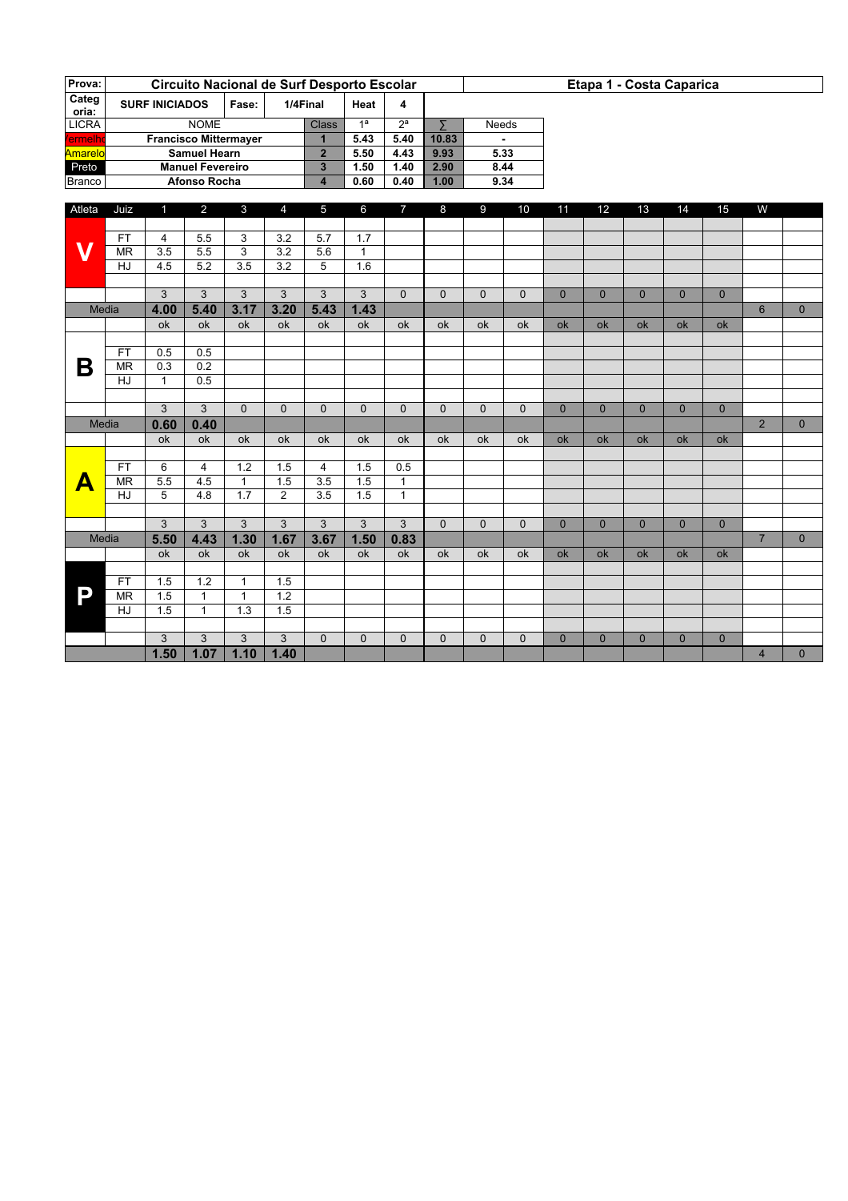| Prova: | Circuito Nacional de Surf Desporto Escolar | | | | | | Etapa 1 - Costa Caparica |
|---|---|---|---|---|---|---|---|
| Categoria: | SURF INICIADOS | Fase: | 1/4Final | Heat | 4 | | |

| LICRA | NOME | Class | 1ª | 2ª | ∑ | Needs |
|---|---|---|---|---|---|---|
| Vermelho | Francisco Mittermayer | 1 | 5.43 | 5.40 | 10.83 | - |
| Amarelo | Samuel Hearn | 2 | 5.50 | 4.43 | 9.93 | 5.33 |
| Preto | Manuel Fevereiro | 3 | 1.50 | 1.40 | 2.90 | 8.44 |
| Branco | Afonso Rocha | 4 | 0.60 | 0.40 | 1.00 | 9.34 |

| Atleta | Juiz | 1 | 2 | 3 | 4 | 5 | 6 | 7 | 8 | 9 | 10 | 11 | 12 | 13 | 14 | 15 | W | |
|---|---|---|---|---|---|---|---|---|---|---|---|---|---|---|---|---|---|---|
| V | FT | 4 | 5.5 | 3 | 3.2 | 5.7 | 1.7 | | | | | | | | | | | |
| | MR | 3.5 | 5.5 | 3 | 3.2 | 5.6 | 1 | | | | | | | | | | | |
| | HJ | 4.5 | 5.2 | 3.5 | 3.2 | 5 | 1.6 | | | | | | | | | | | |
| | | 3 | 3 | 3 | 3 | 3 | 3 | 0 | 0 | 0 | 0 | 0 | 0 | 0 | 0 | 0 | | |
| Media | | **4.00** | **5.40** | **3.17** | **3.20** | **5.43** | **1.43** | | | | | | | | | | 6 | 0 |
| | | ok | ok | ok | ok | ok | ok | ok | ok | ok | ok | ok | ok | ok | ok | ok | | |
| B | FT | 0.5 | 0.5 | | | | | | | | | | | | | | | |
| | MR | 0.3 | 0.2 | | | | | | | | | | | | | | | |
| | HJ | 1 | 0.5 | | | | | | | | | | | | | | | |
| | | 3 | 3 | 0 | 0 | 0 | 0 | 0 | 0 | 0 | 0 | 0 | 0 | 0 | 0 | 0 | | |
| Media | | **0.60** | **0.40** | | | | | | | | | | | | | | 2 | 0 |
| | | ok | ok | ok | ok | ok | ok | ok | ok | ok | ok | ok | ok | ok | ok | ok | | |
| A | FT | 6 | 4 | 1.2 | 1.5 | 4 | 1.5 | 0.5 | | | | | | | | | | |
| | MR | 5.5 | 4.5 | 1 | 1.5 | 3.5 | 1.5 | 1 | | | | | | | | | | |
| | HJ | 5 | 4.8 | 1.7 | 2 | 3.5 | 1.5 | 1 | | | | | | | | | | |
| | | 3 | 3 | 3 | 3 | 3 | 3 | 3 | 0 | 0 | 0 | 0 | 0 | 0 | 0 | 0 | | |
| Media | | **5.50** | **4.43** | **1.30** | **1.67** | **3.67** | **1.50** | **0.83** | | | | | | | | | 7 | 0 |
| | | ok | ok | ok | ok | ok | ok | ok | ok | ok | ok | ok | ok | ok | ok | ok | | |
| P | FT | 1.5 | 1.2 | 1 | 1.5 | | | | | | | | | | | | | |
| | MR | 1.5 | 1 | 1 | 1.2 | | | | | | | | | | | | | |
| | HJ | 1.5 | 1 | 1.3 | 1.5 | | | | | | | | | | | | | |
| | | 3 | 3 | 3 | 3 | 0 | 0 | 0 | 0 | 0 | 0 | 0 | 0 | 0 | 0 | 0 | | |
| | | **1.50** | **1.07** | **1.10** | **1.40** | | | | | | | | | | | | 4 | 0 |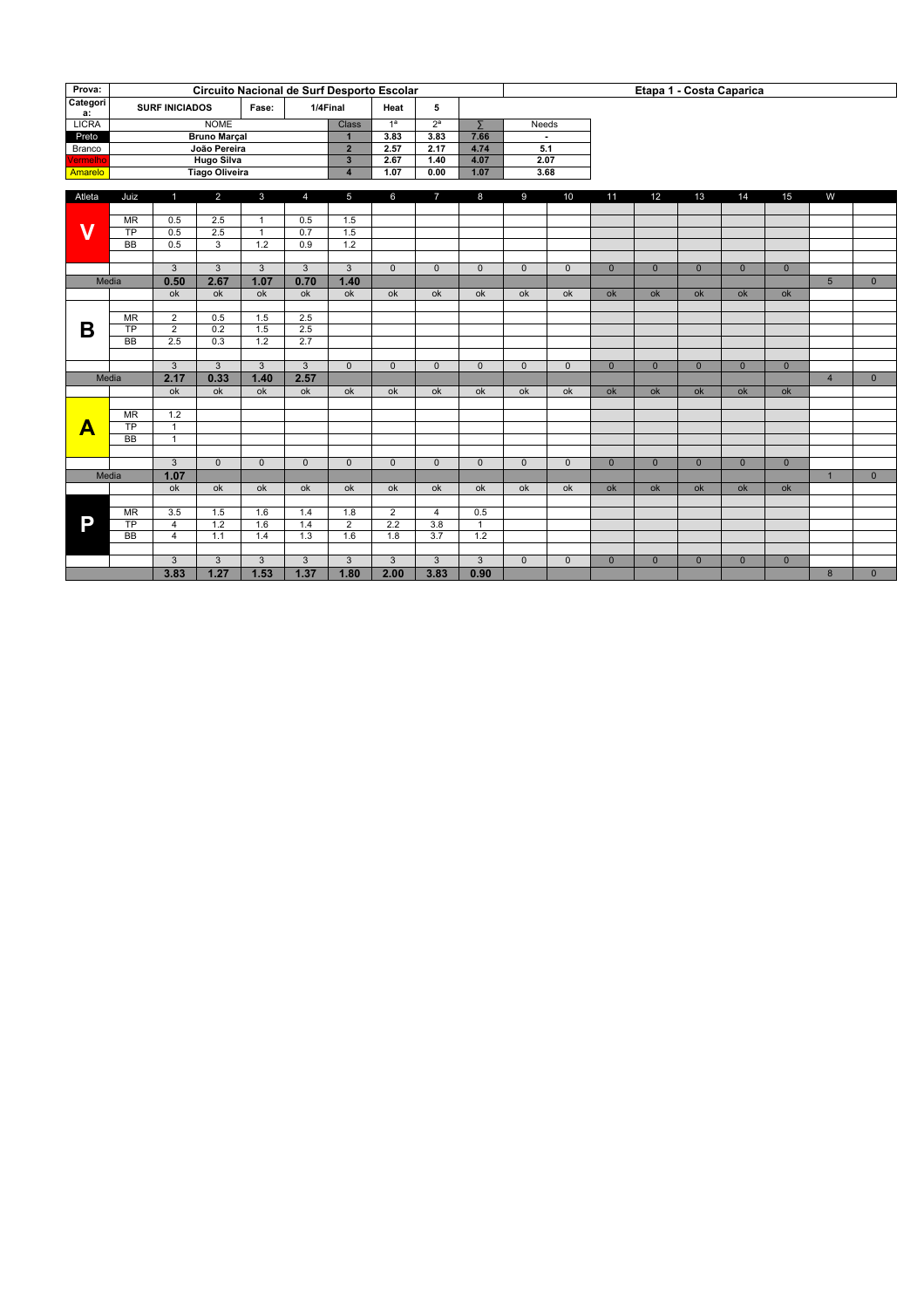| Prova: | Circuito Nacional de Surf Desporto Escolar | | | | | | | Etapa 1 - Costa Caparica |
|---|---|---|---|---|---|---|---|---|
| Categoria: | SURF INICIADOS | Fase: | 1/4Final | Heat | 5 | | | |
| LICRA | NOME | | Class | 1ª | 2ª | ∑ | Needs | |
| Preto | Bruno Marçal | | 1 | 3.83 | 3.83 | 7.66 | - | |
| Branco | João Pereira | | 2 | 2.57 | 2.17 | 4.74 | 5.1 | |
| Vermelho | Hugo Silva | | 3 | 2.67 | 1.40 | 4.07 | 2.07 | |
| Amarelo | Tiago Oliveira | | 4 | 1.07 | 0.00 | 1.07 | 3.68 | |

| Atleta | Juiz | 1 | 2 | 3 | 4 | 5 | 6 | 7 | 8 | 9 | 10 | 11 | 12 | 13 | 14 | 15 | W | |
|---|---|---|---|---|---|---|---|---|---|---|---|---|---|---|---|---|---|---|
| V | MR | 0.5 | 2.5 | 1 | 0.5 | 1.5 | | | | | | | | | | | | |
| | TP | 0.5 | 2.5 | 1 | 0.7 | 1.5 | | | | | | | | | | | | |
| | BB | 0.5 | 3 | 1.2 | 0.9 | 1.2 | | | | | | | | | | | | |
| | | 3 | 3 | 3 | 3 | 3 | 0 | 0 | 0 | 0 | 0 | 0 | 0 | 0 | 0 | 0 | | |
| Media | | 0.50 | 2.67 | 1.07 | 0.70 | 1.40 | | | | | | | | | | | 5 | 0 |
| | | ok | ok | ok | ok | ok | ok | ok | ok | ok | ok | ok | ok | ok | ok | ok | | |
| B | MR | 2 | 0.5 | 1.5 | 2.5 | | | | | | | | | | | | | |
| | TP | 2 | 0.2 | 1.5 | 2.5 | | | | | | | | | | | | | |
| | BB | 2.5 | 0.3 | 1.2 | 2.7 | | | | | | | | | | | | | |
| | | 3 | 3 | 3 | 3 | 0 | 0 | 0 | 0 | 0 | 0 | 0 | 0 | 0 | 0 | 0 | | |
| Media | | 2.17 | 0.33 | 1.40 | 2.57 | | | | | | | | | | | | 4 | 0 |
| | | ok | ok | ok | ok | ok | ok | ok | ok | ok | ok | ok | ok | ok | ok | ok | | |
| A | MR | 1.2 | | | | | | | | | | | | | | | | |
| | TP | 1 | | | | | | | | | | | | | | | | |
| | BB | 1 | | | | | | | | | | | | | | | | |
| | | 3 | 0 | 0 | 0 | 0 | 0 | 0 | 0 | 0 | 0 | 0 | 0 | 0 | 0 | 0 | | |
| Media | | 1.07 | | | | | | | | | | | | | | | 1 | 0 |
| | | ok | ok | ok | ok | ok | ok | ok | ok | ok | ok | ok | ok | ok | ok | ok | | |
| P | MR | 3.5 | 1.5 | 1.6 | 1.4 | 1.8 | 2 | 4 | 0.5 | | | | | | | | | |
| | TP | 4 | 1.2 | 1.6 | 1.4 | 2 | 2.2 | 3.8 | 1 | | | | | | | | | |
| | BB | 4 | 1.1 | 1.4 | 1.3 | 1.6 | 1.8 | 3.7 | 1.2 | | | | | | | | | |
| | | 3 | 3 | 3 | 3 | 3 | 3 | 3 | 3 | 0 | 0 | 0 | 0 | 0 | 0 | 0 | | |
| | | 3.83 | 1.27 | 1.53 | 1.37 | 1.80 | 2.00 | 3.83 | 0.90 | | | | | | | | 8 | 0 |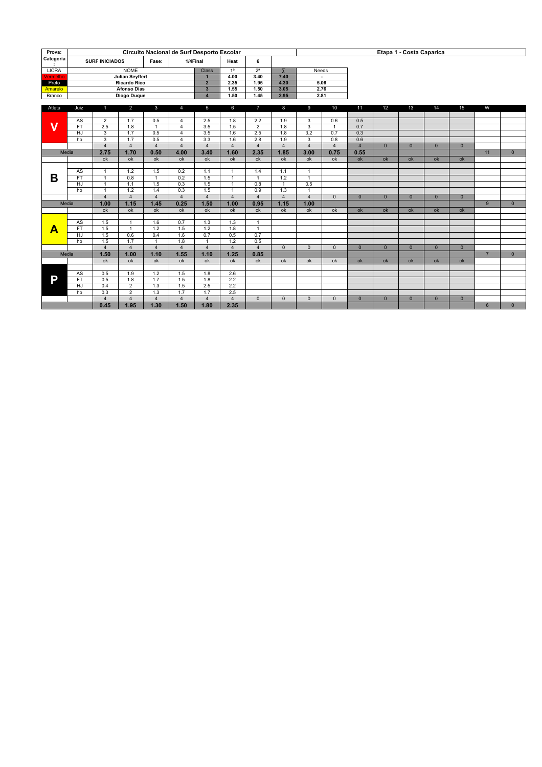| Prova: | Circuito Nacional de Surf Desporto Escolar | | | | | | Etapa 1 - Costa Caparica |
|---|---|---|---|---|---|---|---|
| Categoria: | SURF INICIADOS | Fase: | 1/4Final | Heat | 6 | | |

| LICRA | NOME | Class | 1ª | 2ª | ∑ | Needs |
|---|---|---|---|---|---|---|
| Vermelho | Julian Seyffert | 1 | 4.00 | 3.40 | 7.40 | - |
| Preto | Ricardo Rico | 2 | 2.35 | 1.95 | 4.30 | 5.06 |
| Amarelo | Afonso Dias | 3 | 1.55 | 1.50 | 3.05 | 2.76 |
| Branco | Diogo Duque | 4 | 1.50 | 1.45 | 2.95 | 2.81 |

| Atleta | Juiz | 1 | 2 | 3 | 4 | 5 | 6 | 7 | 8 | 9 | 10 | 11 | 12 | 13 | 14 | 15 | W | |
|---|---|---|---|---|---|---|---|---|---|---|---|---|---|---|---|---|---|---|
| V | AS | 2 | 1.7 | 0.5 | 4 | 2.5 | 1.8 | 2.2 | 1.9 | 3 | 0.6 | 0.5 | | | | | | |
| | FT | 2.5 | 1.8 | 1 | 4 | 3.5 | 1.5 | 2 | 1.8 | 3 | 1 | 0.7 | | | | | | |
| | HJ | 3 | 1.7 | 0.5 | 4 | 3.5 | 1.6 | 2.5 | 1.8 | 3.2 | 0.7 | 0.3 | | | | | | |
| | hb | 3 | 1.7 | 0.5 | 4 | 3.3 | 1.6 | 2.8 | 1.9 | 3 | 0.8 | 0.6 | | | | | | |
| | | 4 | 4 | 4 | 4 | 4 | 4 | 4 | 4 | 4 | 4 | 4 | 0 | 0 | 0 | 0 | | |
| Media | | 2.75 | 1.70 | 0.50 | 4.00 | 3.40 | 1.60 | 2.35 | 1.85 | 3.00 | 0.75 | 0.55 | | | | | 11 | 0 |
| | | ok | ok | ok | ok | ok | ok | ok | ok | ok | ok | ok | ok | ok | ok | ok | | |
| B | AS | 1 | 1.2 | 1.5 | 0.2 | 1.1 | 1 | 1.4 | 1.1 | 1 | | | | | | | | |
| | FT | 1 | 0.8 | 1 | 0.2 | 1.5 | 1 | 1 | 1.2 | 1 | | | | | | | | |
| | HJ | 1 | 1.1 | 1.5 | 0.3 | 1.5 | 1 | 0.8 | 1 | 0.5 | | | | | | | | |
| | hb | 1 | 1.2 | 1.4 | 0.3 | 1.5 | 1 | 0.9 | 1.3 | 1 | | | | | | | | |
| | | 4 | 4 | 4 | 4 | 4 | 4 | 4 | 4 | 4 | 0 | 0 | 0 | 0 | 0 | 0 | | |
| Media | | 1.00 | 1.15 | 1.45 | 0.25 | 1.50 | 1.00 | 0.95 | 1.15 | 1.00 | | | | | | | 9 | 0 |
| | | ok | ok | ok | ok | ok | ok | ok | ok | ok | ok | ok | ok | ok | ok | ok | | |
| A | AS | 1.5 | 1 | 1.6 | 0.7 | 1.3 | 1.3 | 1 | | | | | | | | | | |
| | FT | 1.5 | 1 | 1.2 | 1.5 | 1.2 | 1.8 | 1 | | | | | | | | | | |
| | HJ | 1.5 | 0.6 | 0.4 | 1.6 | 0.7 | 0.5 | 0.7 | | | | | | | | | | |
| | hb | 1.5 | 1.7 | 1 | 1.8 | 1 | 1.2 | 0.5 | | | | | | | | | | |
| | | 4 | 4 | 4 | 4 | 4 | 4 | 4 | 0 | 0 | 0 | 0 | 0 | 0 | 0 | 0 | | |
| Media | | 1.50 | 1.00 | 1.10 | 1.55 | 1.10 | 1.25 | 0.85 | | | | | | | | | 7 | 0 |
| | | ok | ok | ok | ok | ok | ok | ok | ok | ok | ok | ok | ok | ok | ok | ok | | |
| P | AS | 0.5 | 1.9 | 1.2 | 1.5 | 1.8 | 2.6 | | | | | | | | | | | |
| | FT | 0.5 | 1.8 | 1.7 | 1.5 | 1.8 | 2.2 | | | | | | | | | | | |
| | HJ | 0.4 | 2 | 1.3 | 1.5 | 2.5 | 2.2 | | | | | | | | | | | |
| | hb | 0.3 | 2 | 1.3 | 1.7 | 1.7 | 2.5 | | | | | | | | | | | |
| | | 4 | 4 | 4 | 4 | 4 | 4 | 0 | 0 | 0 | 0 | 0 | 0 | 0 | 0 | 0 | | |
| | | 0.45 | 1.95 | 1.30 | 1.50 | 1.80 | 2.35 | | | | | | | | | | 6 | 0 |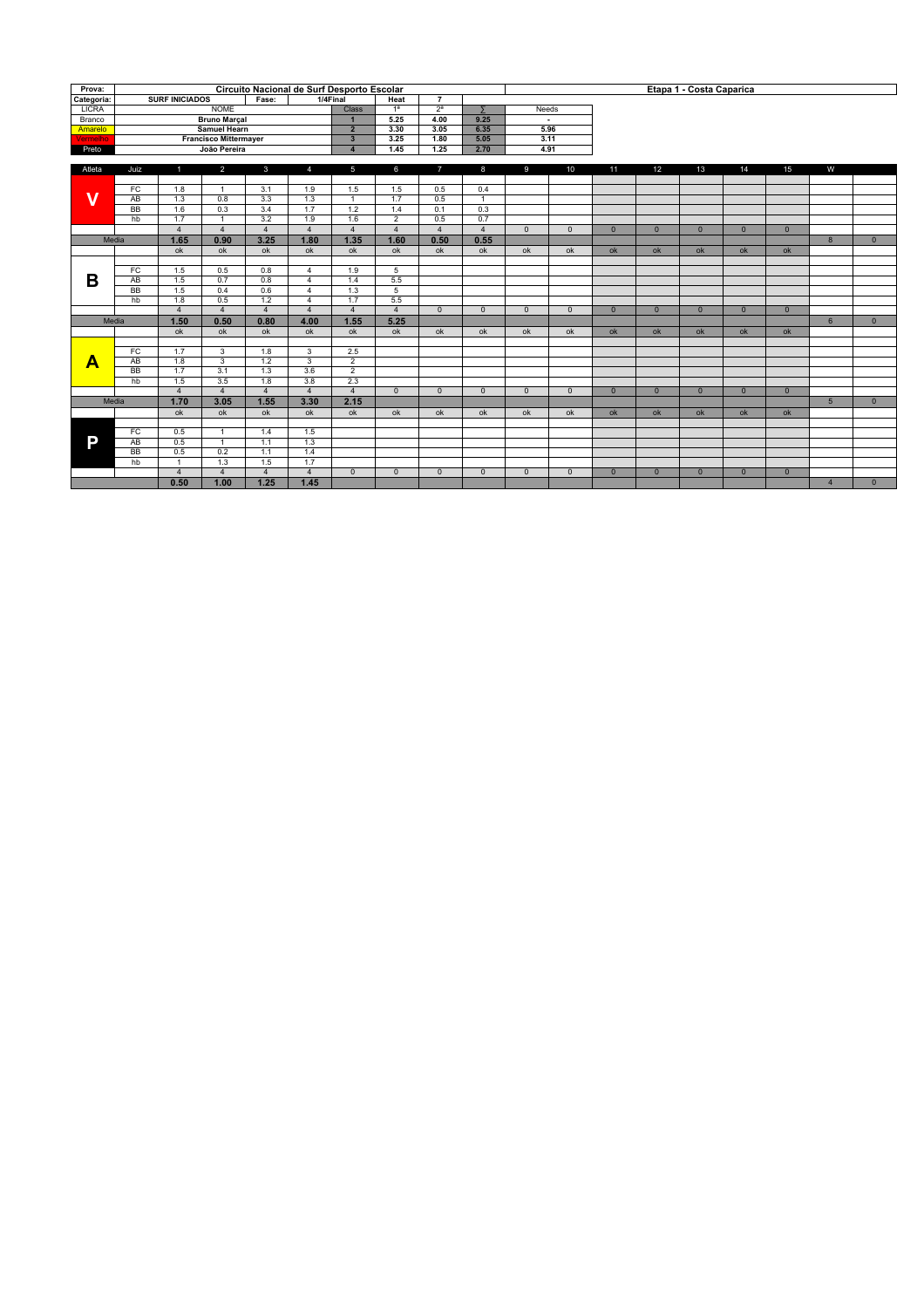| Prova: | Circuito Nacional de Surf Desporto Escolar | | | | | | | Etapa 1 - Costa Caparica |
|---|---|---|---|---|---|---|---|---|
| Categoria: | SURF INICIADOS | Fase: | 1/4Final | Heat | 7 | | | |
| LICRA | NOME | | Class | 1ª | 2ª | ∑ | Needs | |
| Branco | Bruno Marçal | | 1 | 5.25 | 4.00 | 9.25 | - | |
| Amarelo | Samuel Hearn | | 2 | 3.30 | 3.05 | 6.35 | 5.96 | |
| Vermelho | Francisco Mittermayer | | 3 | 3.25 | 1.80 | 5.05 | 3.11 | |
| Preto | João Pereira | | 4 | 1.45 | 1.25 | 2.70 | 4.91 | |

| Atleta | Juiz | 1 | 2 | 3 | 4 | 5 | 6 | 7 | 8 | 9 | 10 | 11 | 12 | 13 | 14 | 15 | W | |
|---|---|---|---|---|---|---|---|---|---|---|---|---|---|---|---|---|---|---|
| V | FC | 1.8 | 1 | 3.1 | 1.9 | 1.5 | 1.5 | 0.5 | 0.4 | | | | | | | | | |
| | AB | 1.3 | 0.8 | 3.3 | 1.3 | 1 | 1.7 | 0.5 | 1 | | | | | | | | | |
| | BB | 1.6 | 0.3 | 3.4 | 1.7 | 1.2 | 1.4 | 0.1 | 0.3 | | | | | | | | | |
| | hb | 1.7 | 1 | 3.2 | 1.9 | 1.6 | 2 | 0.5 | 0.7 | | | | | | | | | |
| | | 4 | 4 | 4 | 4 | 4 | 4 | 4 | 4 | 0 | 0 | 0 | 0 | 0 | 0 | 0 | | |
| Media | | 1.65 | 0.90 | 3.25 | 1.80 | 1.35 | 1.60 | 0.50 | 0.55 | | | | | | | | 8 | 0 |
| | | ok | ok | ok | ok | ok | ok | ok | ok | ok | ok | ok | ok | ok | ok | ok | | |
| B | FC | 1.5 | 0.5 | 0.8 | 4 | 1.9 | 5 | | | | | | | | | | | |
| | AB | 1.5 | 0.7 | 0.8 | 4 | 1.4 | 5.5 | | | | | | | | | | | |
| | BB | 1.5 | 0.4 | 0.6 | 4 | 1.3 | 5 | | | | | | | | | | | |
| | hb | 1.8 | 0.5 | 1.2 | 4 | 1.7 | 5.5 | | | | | | | | | | | |
| | | 4 | 4 | 4 | 4 | 4 | 4 | 0 | 0 | 0 | 0 | 0 | 0 | 0 | 0 | 0 | | |
| Media | | 1.50 | 0.50 | 0.80 | 4.00 | 1.55 | 5.25 | | | | | | | | | | 6 | 0 |
| | | ok | ok | ok | ok | ok | ok | ok | ok | ok | ok | ok | ok | ok | ok | ok | | |
| A | FC | 1.7 | 3 | 1.8 | 3 | 2.5 | | | | | | | | | | | | |
| | AB | 1.8 | 3 | 1.2 | 3 | 2 | | | | | | | | | | | | |
| | BB | 1.7 | 3.1 | 1.3 | 3.6 | 2 | | | | | | | | | | | | |
| | hb | 1.5 | 3.5 | 1.8 | 3.8 | 2.3 | | | | | | | | | | | | |
| | | 4 | 4 | 4 | 4 | 4 | 0 | 0 | 0 | 0 | 0 | 0 | 0 | 0 | 0 | 0 | | |
| Media | | 1.70 | 3.05 | 1.55 | 3.30 | 2.15 | | | | | | | | | | | 5 | 0 |
| | | ok | ok | ok | ok | ok | ok | ok | ok | ok | ok | ok | ok | ok | ok | ok | | |
| P | FC | 0.5 | 1 | 1.4 | 1.5 | | | | | | | | | | | | | |
| | AB | 0.5 | 1 | 1.1 | 1.3 | | | | | | | | | | | | | |
| | BB | 0.5 | 0.2 | 1.1 | 1.4 | | | | | | | | | | | | | |
| | hb | 1 | 1.3 | 1.5 | 1.7 | | | | | | | | | | | | | |
| | | 4 | 4 | 4 | 4 | 0 | 0 | 0 | 0 | 0 | 0 | 0 | 0 | 0 | 0 | 0 | | |
| | | 0.50 | 1.00 | 1.25 | 1.45 | | | | | | | | | | | | 4 | 0 |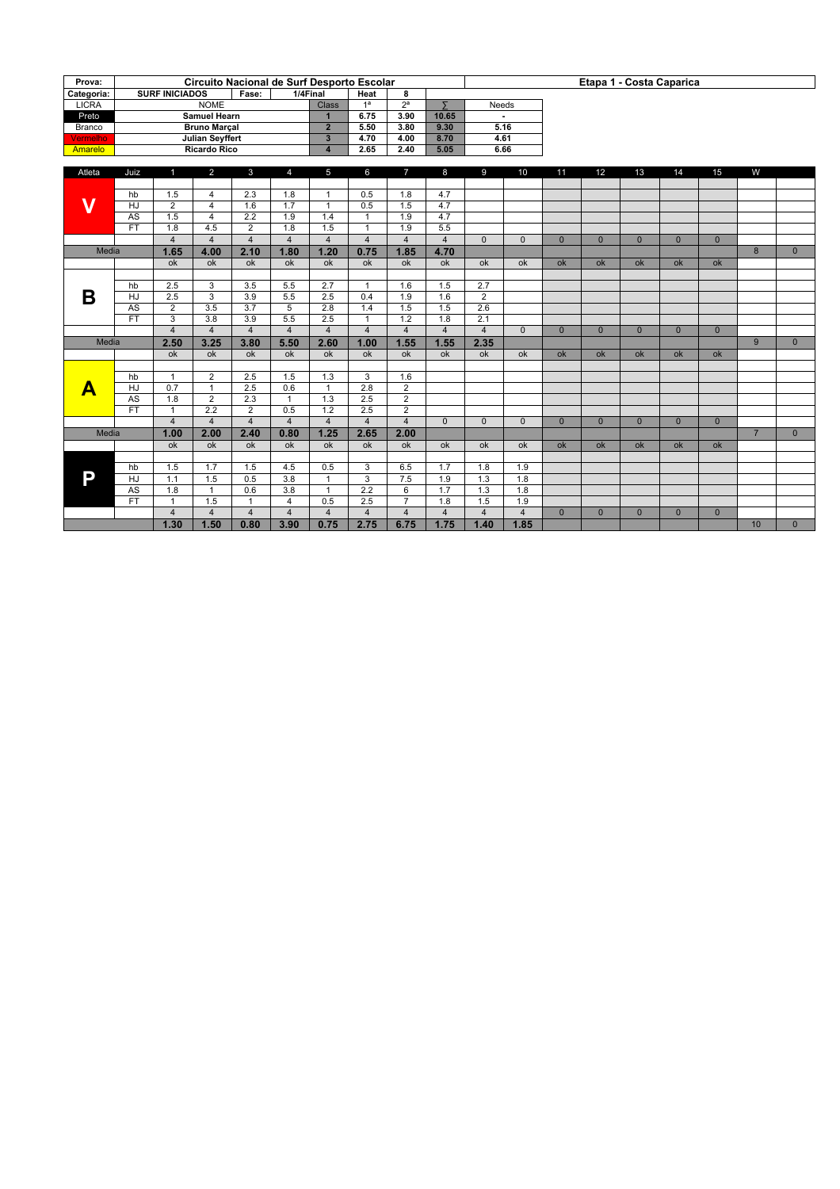| Prova: | Circuito Nacional de Surf Desporto Escolar | | | | | | | Etapa 1 - Costa Caparica |
|---|---|---|---|---|---|---|---|---|
| Categoria: | SURF INICIADOS | Fase: | 1/4Final | Heat | 8 | | | |
| LICRA | NOME | | Class | 1ª | 2ª | ∑ | Needs | |
| Preto | Samuel Hearn | | 1 | 6.75 | 3.90 | 10.65 | - | |
| Branco | Bruno Marçal | | 2 | 5.50 | 3.80 | 9.30 | 5.16 | |
| Vermelho | Julian Seyffert | | 3 | 4.70 | 4.00 | 8.70 | 4.61 | |
| Amarelo | Ricardo Rico | | 4 | 2.65 | 2.40 | 5.05 | 6.66 | |

| Atleta | Juiz | 1 | 2 | 3 | 4 | 5 | 6 | 7 | 8 | 9 | 10 | 11 | 12 | 13 | 14 | 15 | W | |
|---|---|---|---|---|---|---|---|---|---|---|---|---|---|---|---|---|---|---|
| V | hb | 1.5 | 4 | 2.3 | 1.8 | 1 | 0.5 | 1.8 | 4.7 | | | | | | | | | |
| | HJ | 2 | 4 | 1.6 | 1.7 | 1 | 0.5 | 1.5 | 4.7 | | | | | | | | | |
| | AS | 1.5 | 4 | 2.2 | 1.9 | 1.4 | 1 | 1.9 | 4.7 | | | | | | | | | |
| | FT | 1.8 | 4.5 | 2 | 1.8 | 1.5 | 1 | 1.9 | 5.5 | | | | | | | | | |
| | | 4 | 4 | 4 | 4 | 4 | 4 | 4 | 4 | 0 | 0 | 0 | 0 | 0 | 0 | 0 | | |
| Media | | 1.65 | 4.00 | 2.10 | 1.80 | 1.20 | 0.75 | 1.85 | 4.70 | | | | | | | | 8 | 0 |
| | | ok | ok | ok | ok | ok | ok | ok | ok | ok | ok | ok | ok | ok | ok | ok | | |
| B | hb | 2.5 | 3 | 3.5 | 5.5 | 2.7 | 1 | 1.6 | 1.5 | 2.7 | | | | | | | | |
| | HJ | 2.5 | 3 | 3.9 | 5.5 | 2.5 | 0.4 | 1.9 | 1.6 | 2 | | | | | | | | |
| | AS | 2 | 3.5 | 3.7 | 5 | 2.8 | 1.4 | 1.5 | 1.5 | 2.6 | | | | | | | | |
| | FT | 3 | 3.8 | 3.9 | 5.5 | 2.5 | 1 | 1.2 | 1.8 | 2.1 | | | | | | | | |
| | | 4 | 4 | 4 | 4 | 4 | 4 | 4 | 4 | 4 | 0 | 0 | 0 | 0 | 0 | 0 | | |
| Media | | 2.50 | 3.25 | 3.80 | 5.50 | 2.60 | 1.00 | 1.55 | 1.55 | 2.35 | | | | | | | 9 | 0 |
| | | ok | ok | ok | ok | ok | ok | ok | ok | ok | ok | ok | ok | ok | ok | ok | | |
| A | hb | 1 | 2 | 2.5 | 1.5 | 1.3 | 3 | 1.6 | | | | | | | | | | |
| | HJ | 0.7 | 1 | 2.5 | 0.6 | 1 | 2.8 | 2 | | | | | | | | | | |
| | AS | 1.8 | 2 | 2.3 | 1 | 1.3 | 2.5 | 2 | | | | | | | | | | |
| | FT | 1 | 2.2 | 2 | 0.5 | 1.2 | 2.5 | 2 | | | | | | | | | | |
| | | 4 | 4 | 4 | 4 | 4 | 4 | 4 | 0 | 0 | 0 | 0 | 0 | 0 | 0 | 0 | | |
| Media | | 1.00 | 2.00 | 2.40 | 0.80 | 1.25 | 2.65 | 2.00 | | | | | | | | | 7 | 0 |
| | | ok | ok | ok | ok | ok | ok | ok | ok | ok | ok | ok | ok | ok | ok | ok | | |
| P | hb | 1.5 | 1.7 | 1.5 | 4.5 | 0.5 | 3 | 6.5 | 1.7 | 1.8 | 1.9 | | | | | | | |
| | HJ | 1.1 | 1.5 | 0.5 | 3.8 | 1 | 3 | 7.5 | 1.9 | 1.3 | 1.8 | | | | | | | |
| | AS | 1.8 | 1 | 0.6 | 3.8 | 1 | 2.2 | 6 | 1.7 | 1.3 | 1.8 | | | | | | | |
| | FT | 1 | 1.5 | 1 | 4 | 0.5 | 2.5 | 7 | 1.8 | 1.5 | 1.9 | | | | | | | |
| | | 4 | 4 | 4 | 4 | 4 | 4 | 4 | 4 | 4 | 4 | 0 | 0 | 0 | 0 | 0 | | |
| | | 1.30 | 1.50 | 0.80 | 3.90 | 0.75 | 2.75 | 6.75 | 1.75 | 1.40 | 1.85 | | | | | | 10 | 0 |